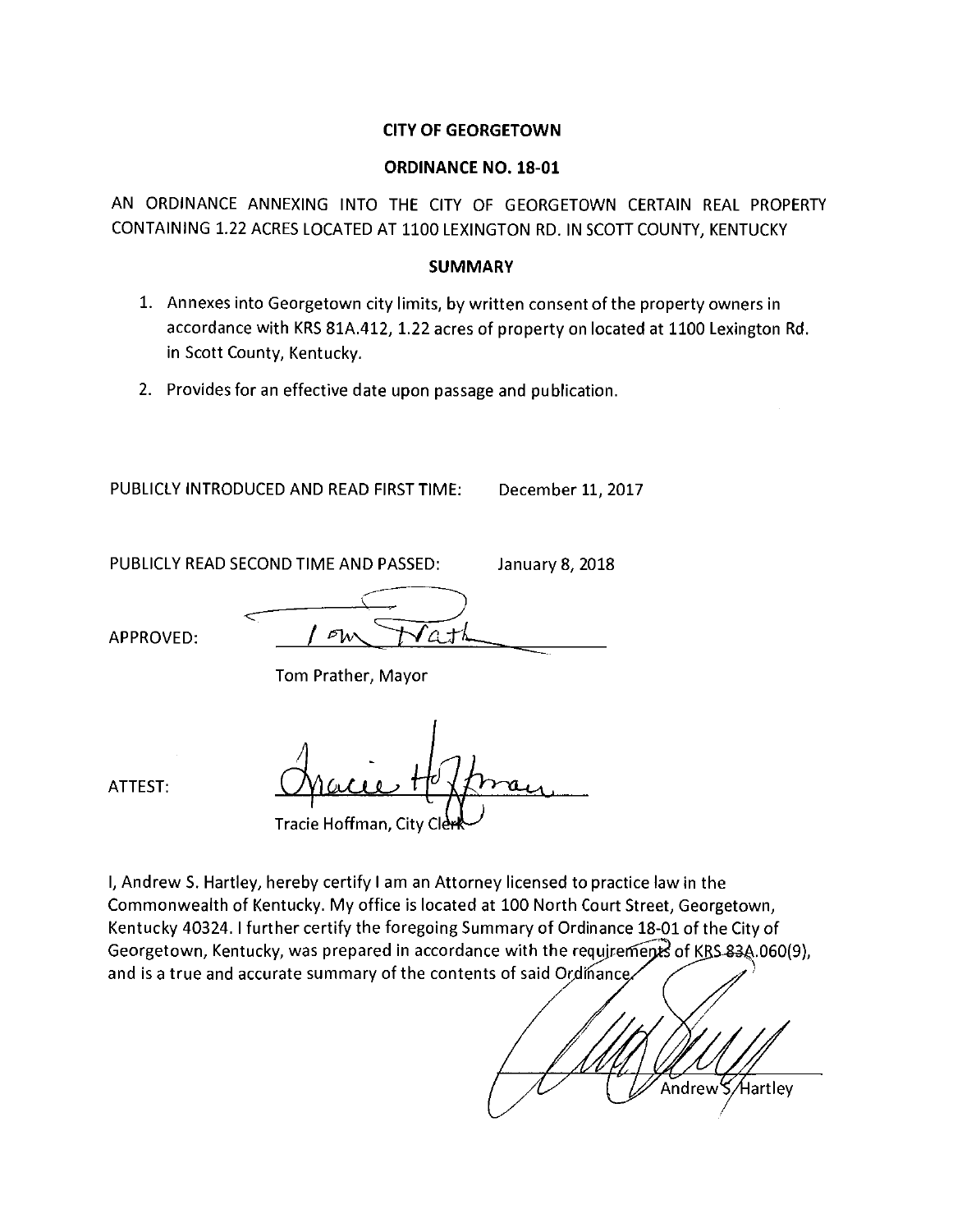**CITY OF GEORGETOWN**

**ORDINANCE NO. 18-01**

AN ORDINANCE ANNEXING INTO THE CITY OF GEORGETOWN CERTAIN REAL PROPERTY CONTAINING 1.22 ACRES LOCATED AT 1100 LEXINGTON RD. IN SCOTT COUNTY, KENTUCKY

**SUMMARY**

1. Annexes into Georgetown city limits, by written consent of the property owners in accordance with KRS 81A.412, 1.22 acres of property on located at 1100 Lexington Rd. in Scott County, Kentucky.
2. Provides for an effective date upon passage and publication.

PUBLICLY INTRODUCED AND READ FIRST TIME: December 11, 2017

PUBLICLY READ SECOND TIME AND PASSED: January 8, 2018

APPROVED: _______________
Tom Prather, Mayor

ATTEST: _______________
Tracie Hoffman, City Clerk

I, Andrew S. Hartley, hereby certify I am an Attorney licensed to practice law in the Commonwealth of Kentucky. My office is located at 100 North Court Street, Georgetown, Kentucky 40324. I further certify the foregoing Summary of Ordinance 18-01 of the City of Georgetown, Kentucky, was prepared in accordance with the requirements of KRS 83A.060(9), and is a true and accurate summary of the contents of said Ordinance.

_______________
Andrew S. Hartley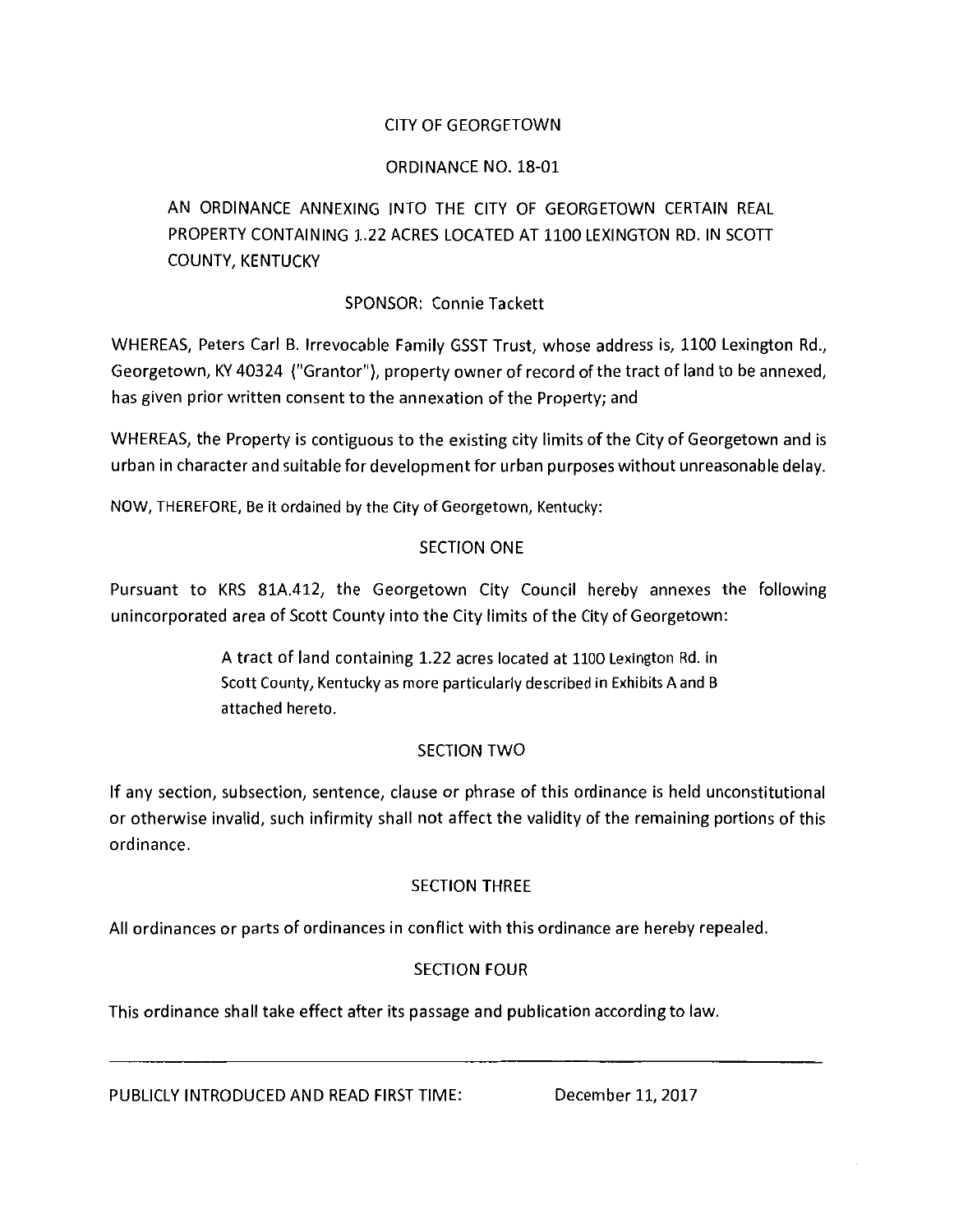CITY OF GEORGETOWN

ORDINANCE NO. 18-01

AN ORDINANCE ANNEXING INTO THE CITY OF GEORGETOWN CERTAIN REAL PROPERTY CONTAINING 1.22 ACRES LOCATED AT 1100 LEXINGTON RD. IN SCOTT COUNTY, KENTUCKY

SPONSOR: Connie Tackett

WHEREAS, Peters Carl B. Irrevocable Family GSST Trust, whose address is, 1100 Lexington Rd., Georgetown, KY 40324 ("Grantor"), property owner of record of the tract of land to be annexed, has given prior written consent to the annexation of the Property; and

WHEREAS, the Property is contiguous to the existing city limits of the City of Georgetown and is urban in character and suitable for development for urban purposes without unreasonable delay.

NOW, THEREFORE, Be it ordained by the City of Georgetown, Kentucky:

SECTION ONE

Pursuant to KRS 81A.412, the Georgetown City Council hereby annexes the following unincorporated area of Scott County into the City limits of the City of Georgetown:

> A tract of land containing 1.22 acres located at 1100 Lexington Rd. in Scott County, Kentucky as more particularly described in Exhibits A and B attached hereto.

SECTION TWO

If any section, subsection, sentence, clause or phrase of this ordinance is held unconstitutional or otherwise invalid, such infirmity shall not affect the validity of the remaining portions of this ordinance.

SECTION THREE

All ordinances or parts of ordinances in conflict with this ordinance are hereby repealed.

SECTION FOUR

This ordinance shall take effect after its passage and publication according to law.

---

PUBLICLY INTRODUCED AND READ FIRST TIME: December 11, 2017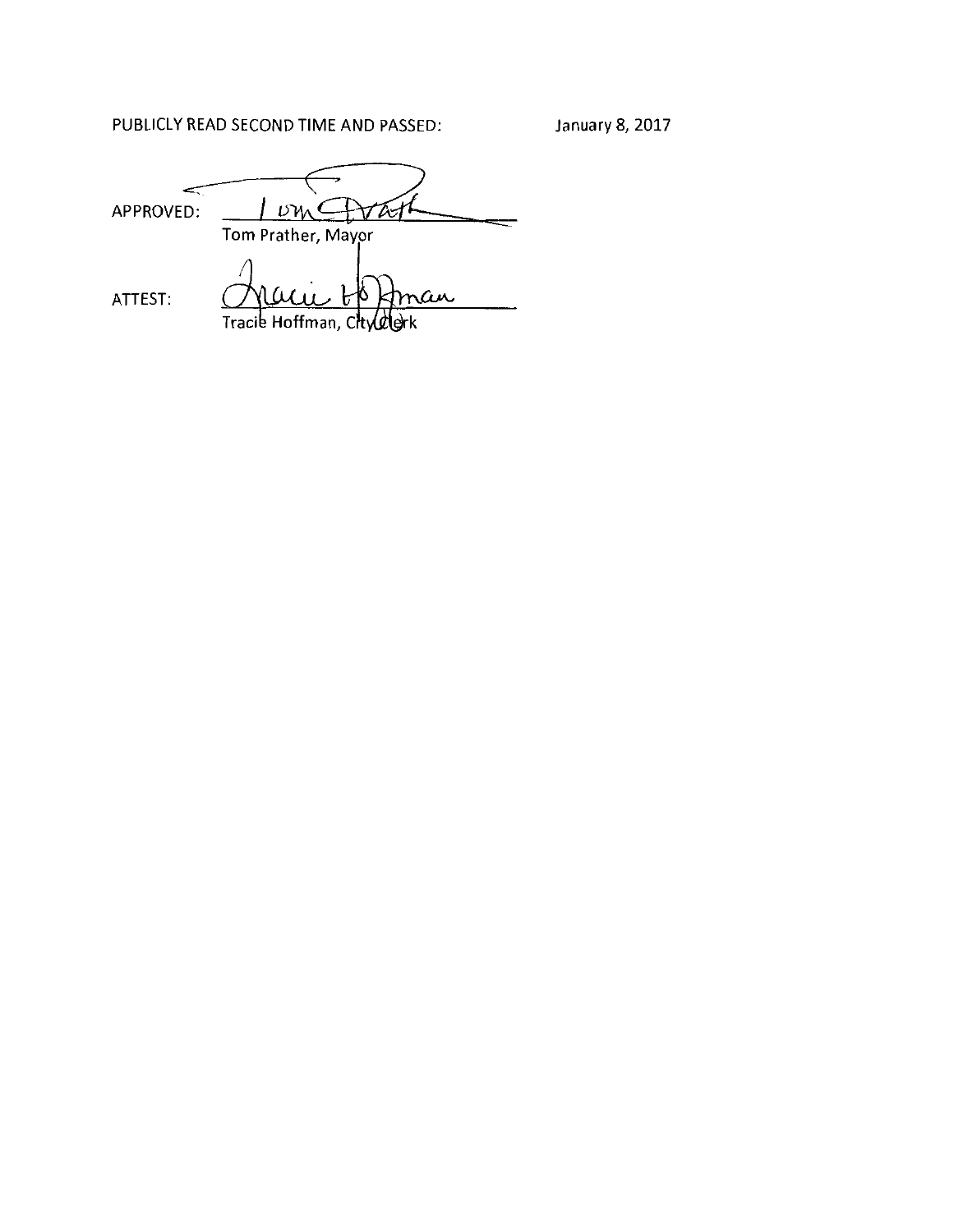PUBLICLY READ SECOND TIME AND PASSED: January 8, 2017

APPROVED: ______________________
Tom Prather, Mayor

ATTEST: ______________________
Tracie Hoffman, City Clerk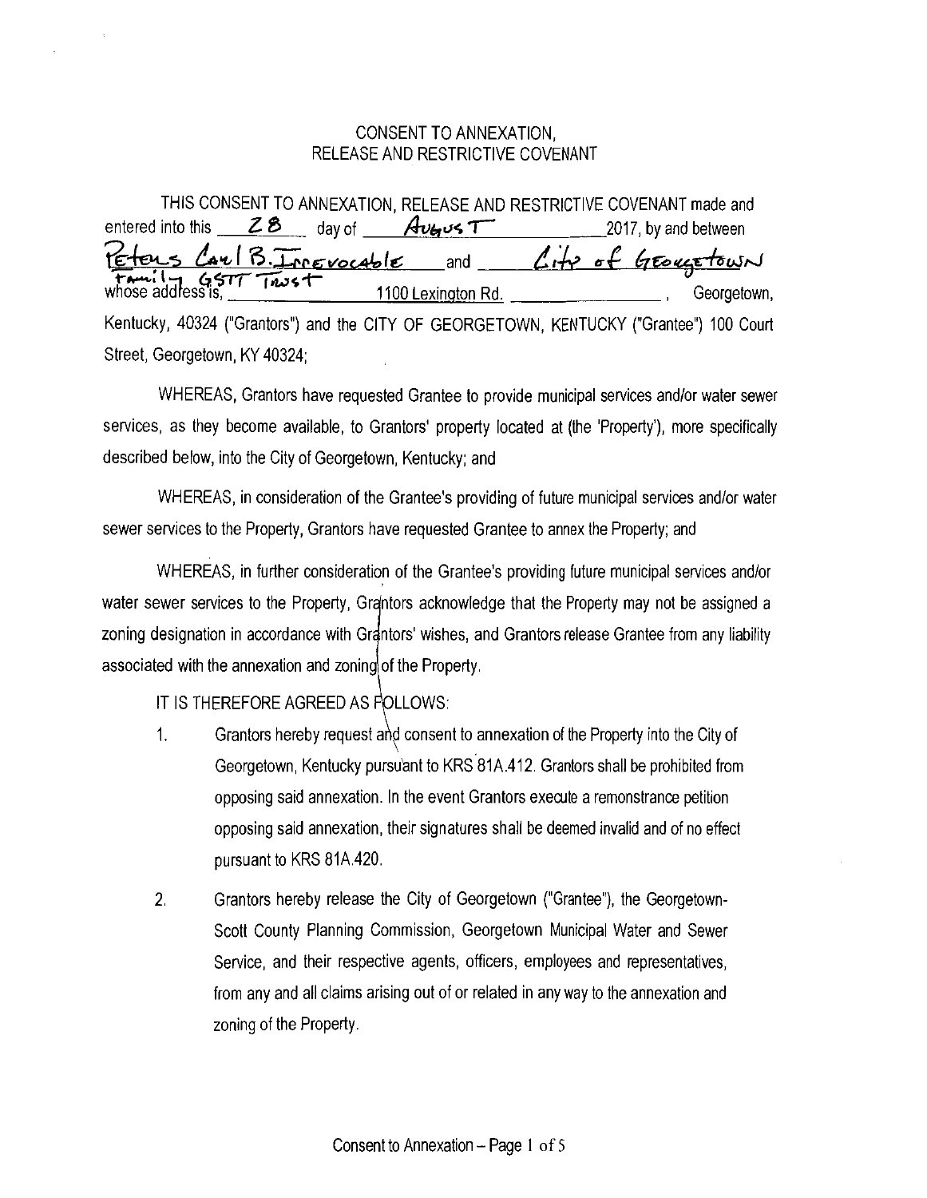# CONSENT TO ANNEXATION, RELEASE AND RESTRICTIVE COVENANT

THIS CONSENT TO ANNEXATION, RELEASE AND RESTRICTIVE COVENANT made and entered into this 28 day of August 2017, by and between Peters Carl B. Irrevocable Family GSTT Trust and City of Georgetown whose address is, 1100 Lexington Rd., Georgetown, Kentucky, 40324 ("Grantors") and the CITY OF GEORGETOWN, KENTUCKY ("Grantee") 100 Court Street, Georgetown, KY 40324;

WHEREAS, Grantors have requested Grantee to provide municipal services and/or water sewer services, as they become available, to Grantors' property located at (the 'Property'), more specifically described below, into the City of Georgetown, Kentucky; and

WHEREAS, in consideration of the Grantee's providing of future municipal services and/or water sewer services to the Property, Grantors have requested Grantee to annex the Property; and

WHEREAS, in further consideration of the Grantee's providing future municipal services and/or water sewer services to the Property, Grantors acknowledge that the Property may not be assigned a zoning designation in accordance with Grantors' wishes, and Grantors release Grantee from any liability associated with the annexation and zoning of the Property.

IT IS THEREFORE AGREED AS FOLLOWS:

1. Grantors hereby request and consent to annexation of the Property into the City of Georgetown, Kentucky pursuant to KRS 81A.412. Grantors shall be prohibited from opposing said annexation. In the event Grantors execute a remonstrance petition opposing said annexation, their signatures shall be deemed invalid and of no effect pursuant to KRS 81A.420.

2. Grantors hereby release the City of Georgetown ("Grantee"), the Georgetown-Scott County Planning Commission, Georgetown Municipal Water and Sewer Service, and their respective agents, officers, employees and representatives, from any and all claims arising out of or related in any way to the annexation and zoning of the Property.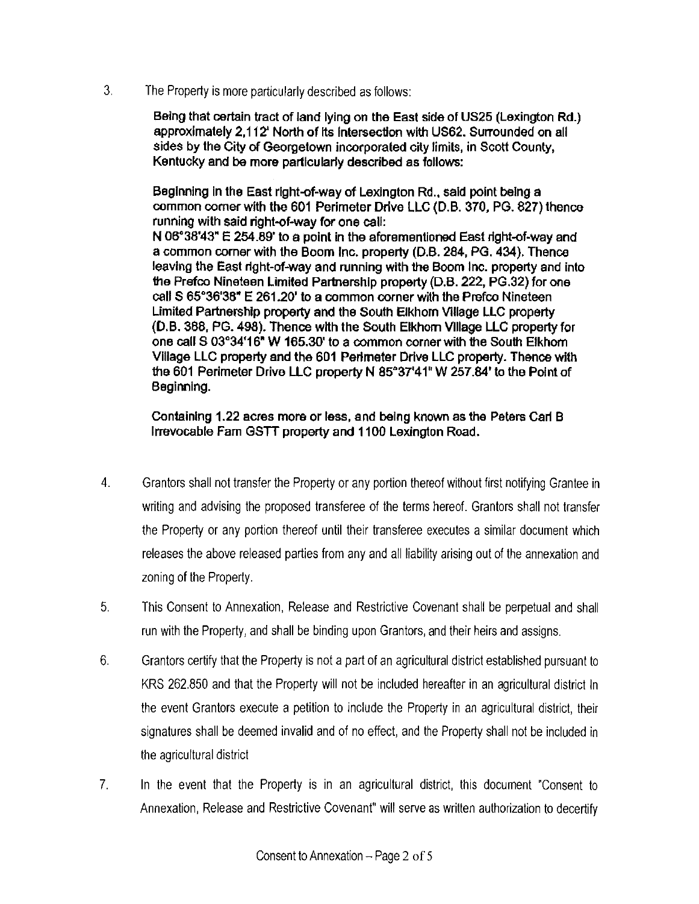3. The Property is more particularly described as follows:

   **Being that certain tract of land lying on the East side of US25 (Lexington Rd.) approximately 2,112' North of its intersection with US62. Surrounded on all sides by the City of Georgetown incorporated city limits, in Scott County, Kentucky and be more particularly described as follows:**

   **Beginning in the East right-of-way of Lexington Rd., said point being a common corner with the 601 Perimeter Drive LLC (D.B. 370, PG. 827) thence running with said right-of-way for one call:**
   **N 06°38'43" E 254.89' to a point in the aforementioned East right-of-way and a common corner with the Boom Inc. property (D.B. 284, PG. 434). Thence leaving the East right-of-way and running with the Boom Inc. property and into the Prefco Nineteen Limited Partnership property (D.B. 222, PG.32) for one call S 65°36'38" E 261.20' to a common corner with the Prefco Nineteen Limited Partnership property and the South Elkhorn Village LLC property (D.B. 368, PG. 498). Thence with the South Elkhorn Village LLC property for one call S 03°34'16" W 165.30' to a common corner with the South Elkhorn Village LLC property and the 601 Perimeter Drive LLC property. Thence with the 601 Perimeter Drive LLC property N 85°37'41" W 257.84' to the Point of Beginning.**

   **Containing 1.22 acres more or less, and being known as the Peters Carl B Irrevocable Fam GSTT property and 1100 Lexington Road.**

4. Grantors shall not transfer the Property or any portion thereof without first notifying Grantee in writing and advising the proposed transferee of the terms hereof. Grantors shall not transfer the Property or any portion thereof until their transferee executes a similar document which releases the above released parties from any and all liability arising out of the annexation and zoning of the Property.

5. This Consent to Annexation, Release and Restrictive Covenant shall be perpetual and shall run with the Property, and shall be binding upon Grantors, and their heirs and assigns.

6. Grantors certify that the Property is not a part of an agricultural district established pursuant to KRS 262.850 and that the Property will not be included hereafter in an agricultural district In the event Grantors execute a petition to include the Property in an agricultural district, their signatures shall be deemed invalid and of no effect, and the Property shall not be included in the agricultural district

7. In the event that the Property is in an agricultural district, this document "Consent to Annexation, Release and Restrictive Covenant" will serve as written authorization to decertify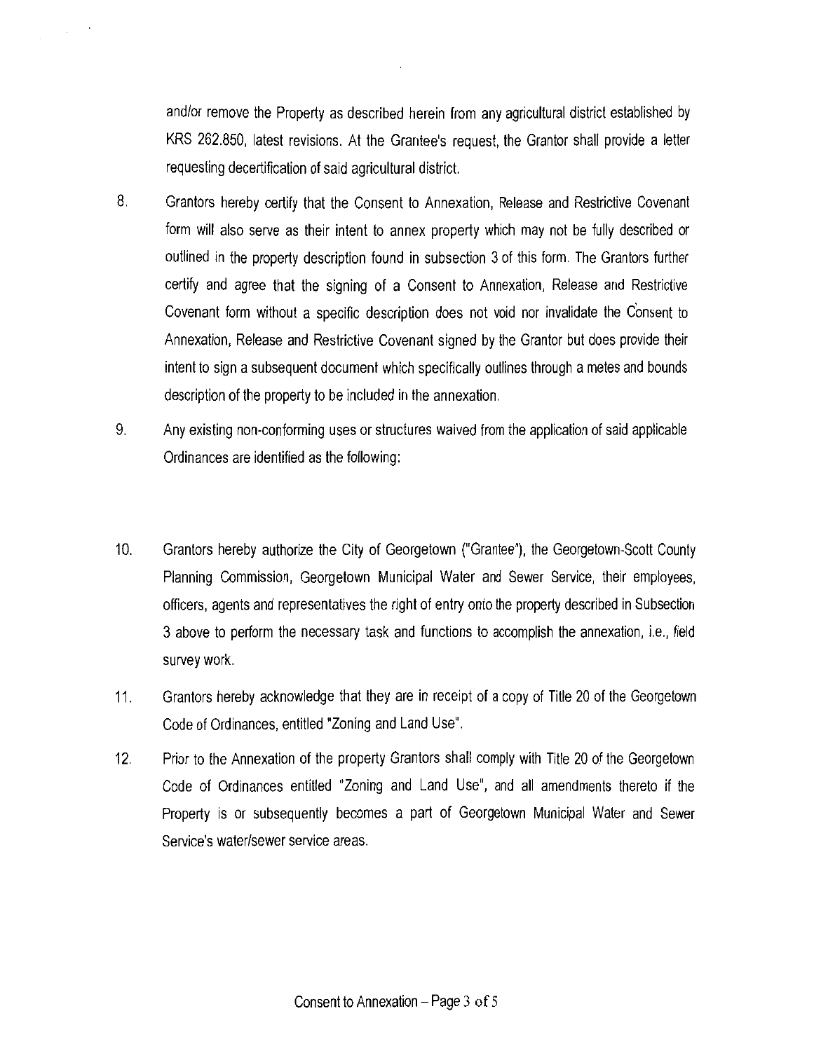and/or remove the Property as described herein from any agricultural district established by KRS 262.850, latest revisions. At the Grantee's request, the Grantor shall provide a letter requesting decertification of said agricultural district.

8. Grantors hereby certify that the Consent to Annexation, Release and Restrictive Covenant form will also serve as their intent to annex property which may not be fully described or outlined in the property description found in subsection 3 of this form. The Grantors further certify and agree that the signing of a Consent to Annexation, Release and Restrictive Covenant form without a specific description does not void nor invalidate the Consent to Annexation, Release and Restrictive Covenant signed by the Grantor but does provide their intent to sign a subsequent document which specifically outlines through a metes and bounds description of the property to be included in the annexation.

9. Any existing non-conforming uses or structures waived from the application of said applicable Ordinances are identified as the following:

10. Grantors hereby authorize the City of Georgetown ("Grantee"), the Georgetown-Scott County Planning Commission, Georgetown Municipal Water and Sewer Service, their employees, officers, agents and representatives the right of entry onto the property described in Subsection 3 above to perform the necessary task and functions to accomplish the annexation, i.e., field survey work.

11. Grantors hereby acknowledge that they are in receipt of a copy of Title 20 of the Georgetown Code of Ordinances, entitled "Zoning and Land Use".

12. Prior to the Annexation of the property Grantors shall comply with Title 20 of the Georgetown Code of Ordinances entitled "Zoning and Land Use", and all amendments thereto if the Property is or subsequently becomes a part of Georgetown Municipal Water and Sewer Service's water/sewer service areas.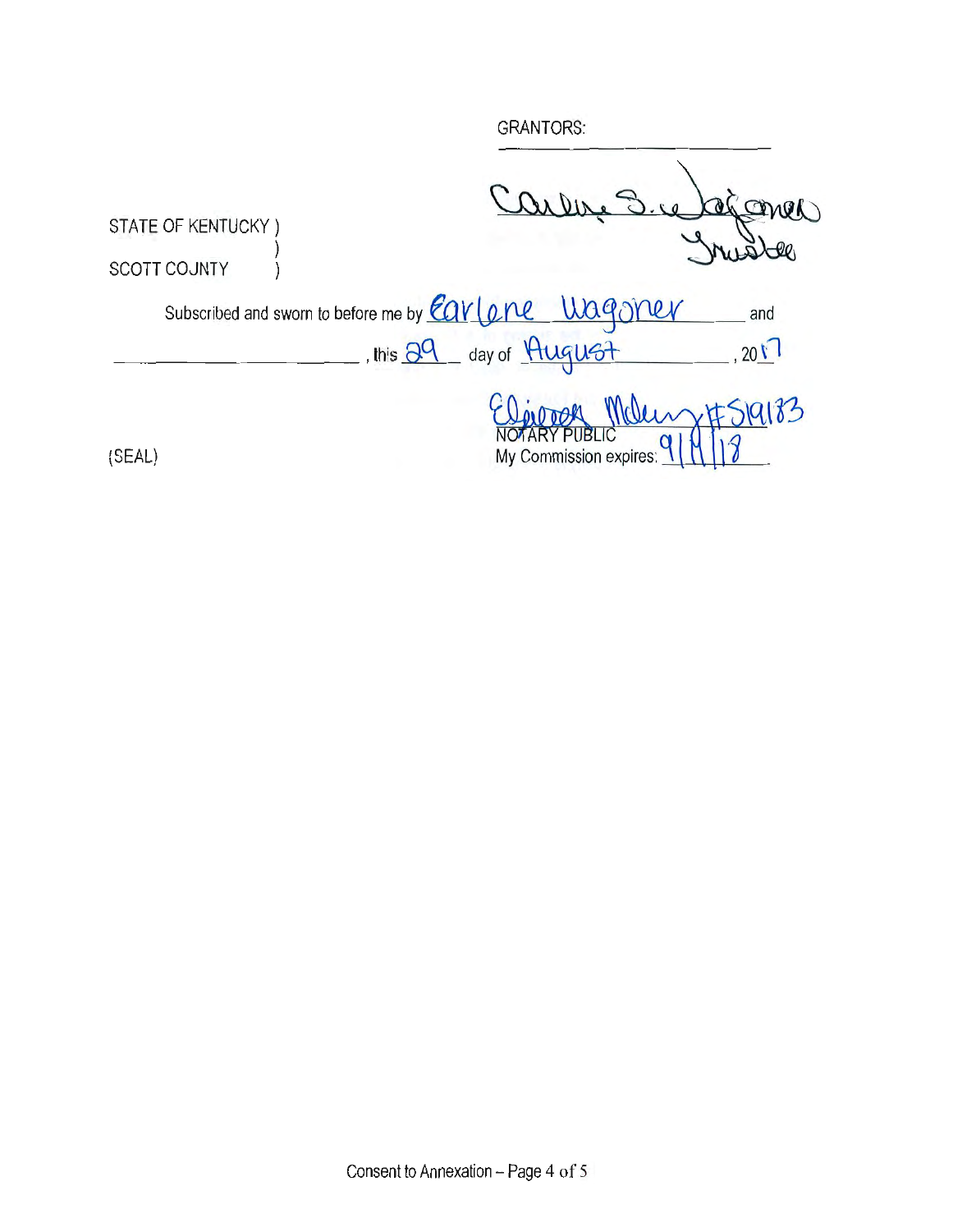GRANTORS:

Carlene S. Wagoner
Trustee

STATE OF KENTUCKY )
)
SCOTT COUNTY )

Subscribed and sworn to before me by Earlene Wagoner and ______________________, this 29 day of August, 2017

Eleanor Mclung #519183
NOTARY PUBLIC
My Commission expires: 9/14/18

(SEAL)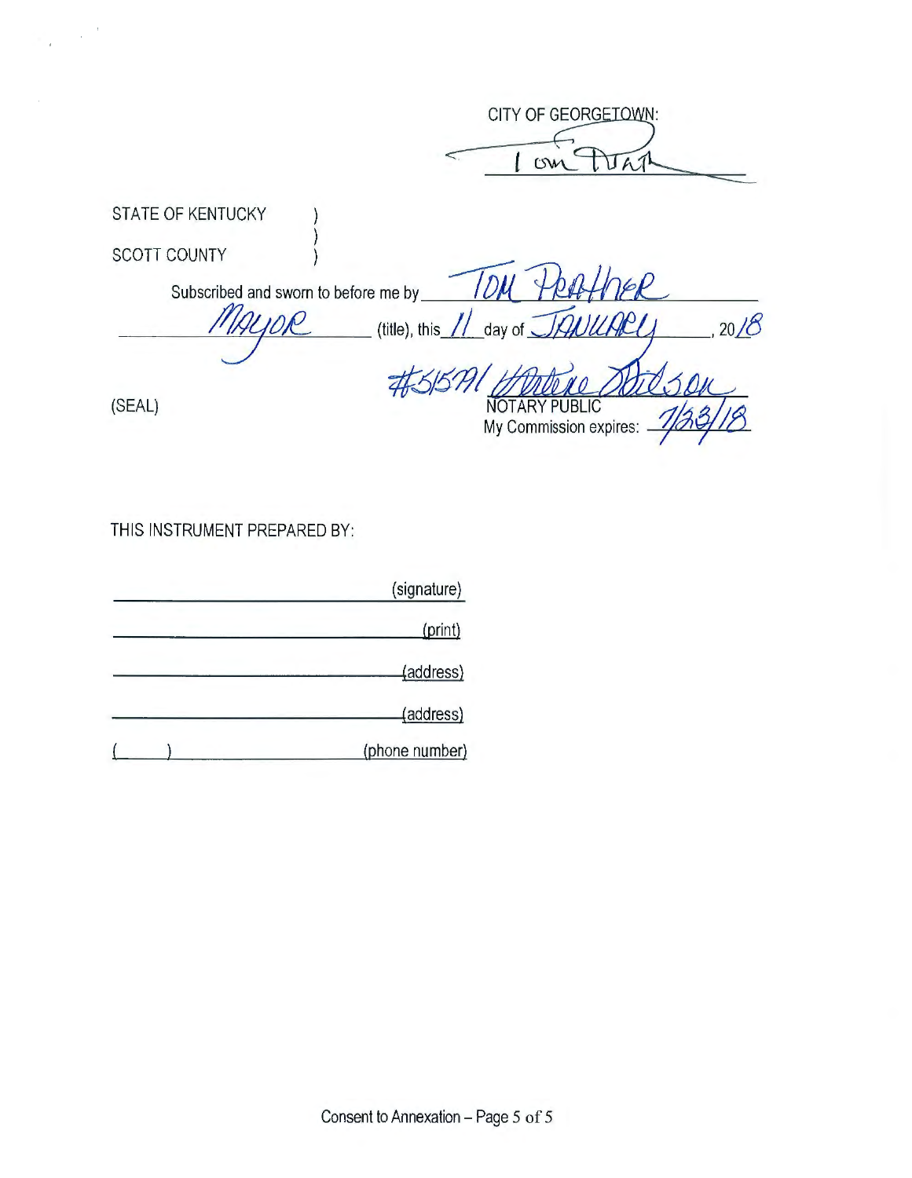CITY OF GEORGETOWN:

Tom Prather

STATE OF KENTUCKY )
 )
SCOTT COUNTY )

Subscribed and sworn to before me by Tom Prather

Mayor (title), this 11 day of January, 2018

#515791 [signature]

NOTARY PUBLIC

My Commission expires: 7/23/18

(SEAL)

THIS INSTRUMENT PREPARED BY:

_______________________ (signature)

_______________________ (print)

_______________________ (address)

_______________________ (address)

( ) _______________________ (phone number)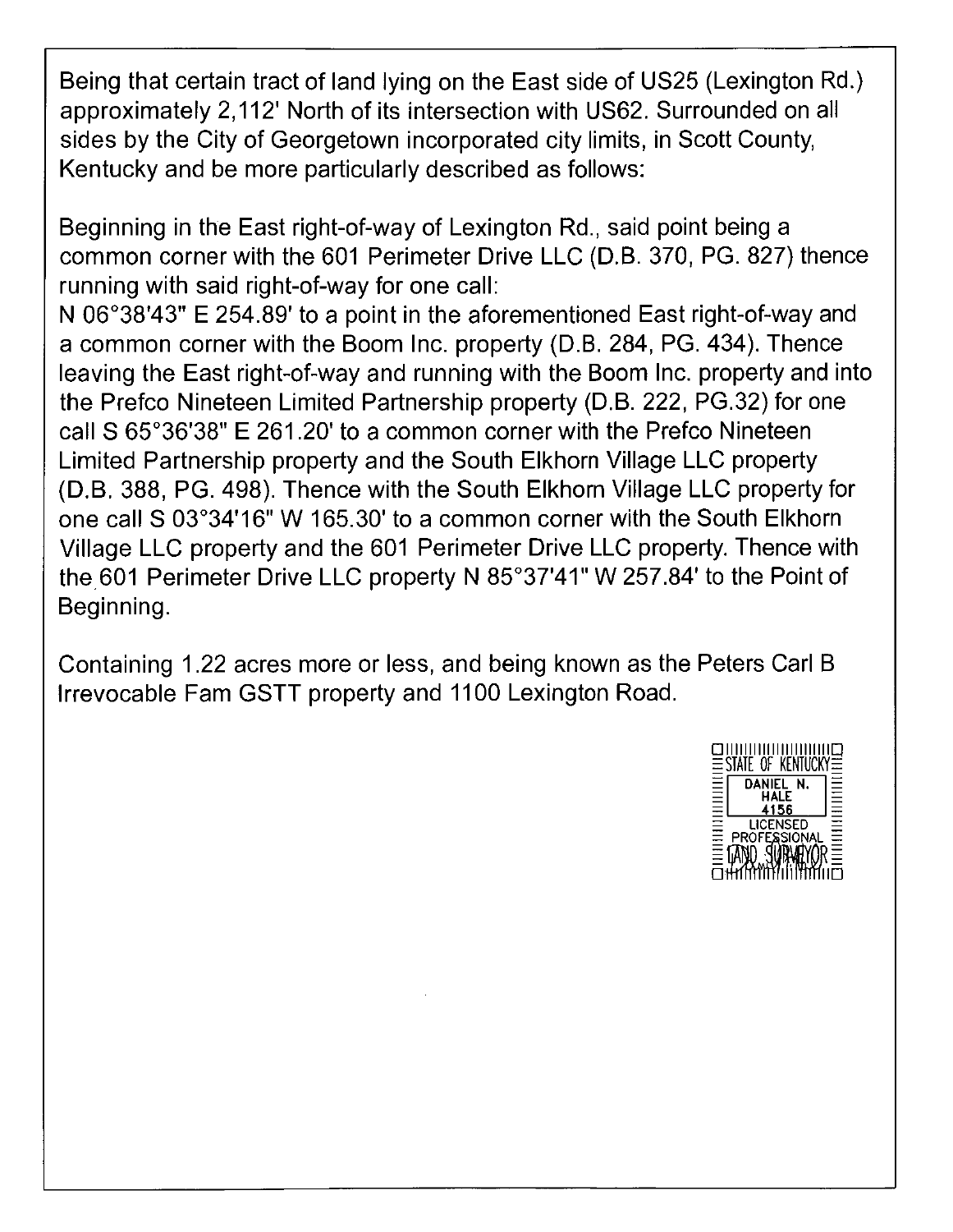Being that certain tract of land lying on the East side of US25 (Lexington Rd.) approximately 2,112' North of its intersection with US62. Surrounded on all sides by the City of Georgetown incorporated city limits, in Scott County, Kentucky and be more particularly described as follows:

Beginning in the East right-of-way of Lexington Rd., said point being a common corner with the 601 Perimeter Drive LLC (D.B. 370, PG. 827) thence running with said right-of-way for one call:
N 06°38'43" E 254.89' to a point in the aforementioned East right-of-way and a common corner with the Boom Inc. property (D.B. 284, PG. 434). Thence leaving the East right-of-way and running with the Boom Inc. property and into the Prefco Nineteen Limited Partnership property (D.B. 222, PG.32) for one call S 65°36'38" E 261.20' to a common corner with the Prefco Nineteen Limited Partnership property and the South Elkhorn Village LLC property (D.B. 388, PG. 498). Thence with the South Elkhorn Village LLC property for one call S 03°34'16" W 165.30' to a common corner with the South Elkhorn Village LLC property and the 601 Perimeter Drive LLC property. Thence with the 601 Perimeter Drive LLC property N 85°37'41" W 257.84' to the Point of Beginning.

Containing 1.22 acres more or less, and being known as the Peters Carl B Irrevocable Fam GSTT property and 1100 Lexington Road.

STATE OF KENTUCKY
DANIEL N. HALE
4156
LICENSED PROFESSIONAL LAND SURVEYOR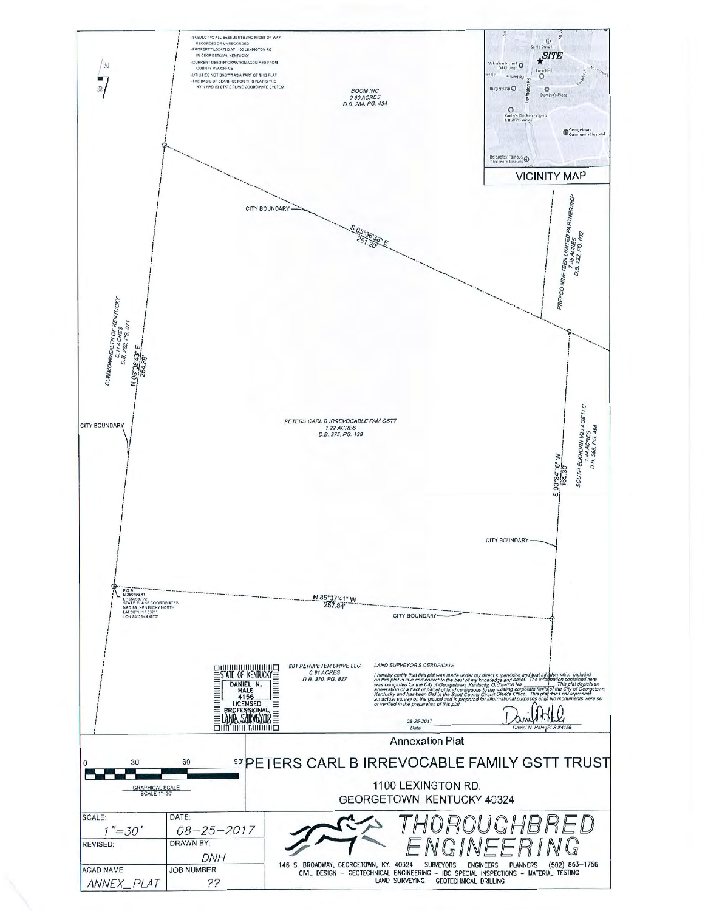- SUBJECT TO ALL EASEMENTS AND RIGHT OF WAY RECORDED OR UNRECORDED
- PROPERTY LOCATED AT 1100 LEXINGTON RD. IN GEORGETOWN, KENTUCKY
- CURRENT DEED INFORMATION ACQUIRED FROM COUNTY PVA OFFICE
- UTILITIES NOT SHOWN AS A PART OF THIS PLAT
- THE BASIS OF BEARINGS FOR THIS PLAT IS THE KY-N NAD 83 STATE PLANE COORDINATE SYSTEM

BOOM INC
0.90 ACRES
D.B. 284, PG. 434

VICINITY MAP

SITE

CITY BOUNDARY

S 65°36'38" E
261.20'

PREFCO NINETEEN LIMITED PARTNERSHIP
7.99 ACRES
D.B. 222, PG. 032

COMMONWEALTH OF KENTUCKY
0.17 ACRES
D.B. 220, PG. 071

N 06°38'43" E
254.89'

CITY BOUNDARY

PETERS CARL B IRREVOCABLE FAM GSTT
1.22 ACRES
D.B. 375, PG. 139

SOUTH ELKHORN VILLAGE LLC
1.44 ACRES
D.B. 398, PG. 498

S 03°34'16" W
165.30'

CITY BOUNDARY

P.O.B.
N 250799.41
E 1560539.72
STATE PLANE COORDINATES
NAD 83, KENTUCKY NORTH
LAT 38°11'17.6321'
LON 84°33'44.4870'

N 85°37'41" W
257.84'

CITY BOUNDARY

STATE OF KENTUCKY
DANIEL N. HALE
4156
LICENSED PROFESSIONAL LAND SURVEYOR

601 PERIMETER DRIVE LLC
0.91 ACRES
D.B. 370, PG. 827

LAND SURVEYOR'S CERTIFICATE

I hereby certify that this plat was made under my direct supervision and that all information included on this plat is true and correct to the best of my knowledge and belief. The information contained here was computed for the City of Georgetown, Kentucky, Ordinance No. ________. This plat depicts an annexation of a tract or parcel of land contiguous to the existing corporate limits of the City of Georgetown, Kentucky and has been filed in the Scott County Circuit Clerk's Office. This plat does not represent an actual survey on the ground and is prepared for informational purposes only. No monuments were set or verified in the preparation of this plat.

08-25-2017
Date

Daniel N. Hale, PLS #4156

GRAPHICAL SCALE
SCALE 1"=30'
0 30' 60' 90'

## Annexation Plat

# PETERS CARL B IRREVOCABLE FAMILY GSTT TRUST

1100 LEXINGTON RD.
GEORGETOWN, KENTUCKY 40324

| SCALE: 1"=30' | DATE: 08-25-2017 |
|---|---|
| REVISED: | DRAWN BY: DNH |
| ACAD NAME: ANNEX_PLAT | JOB NUMBER: ?? |

THOROUGHBRED ENGINEERING

146 S. BROADWAY, GEORGETOWN, KY. 40324 SURVEYORS ENGINEERS PLANNERS (502) 863-1756
CIVIL DESIGN – GEOTECHNICAL ENGINEERING – IBC SPECIAL INSPECTIONS – MATERIAL TESTING
LAND SURVEYING – GEOTECHNICAL DRILLING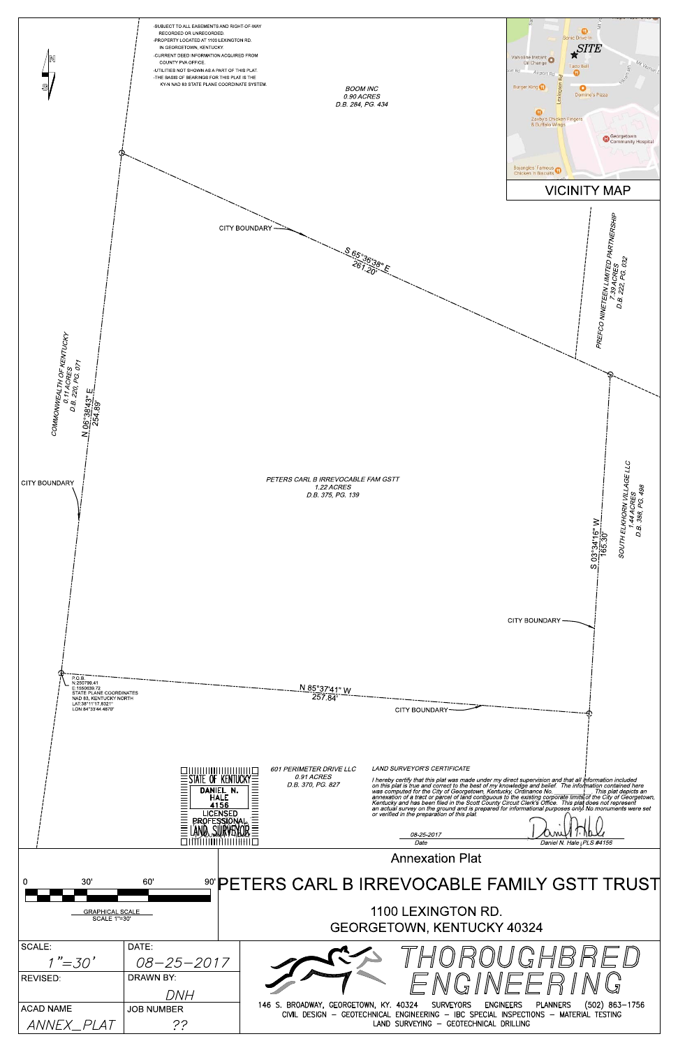-SUBJECT TO ALL EASEMENTS AND RIGHT-OF-WAY RECORDED OR UNRECORDED.
-PROPERTY LOCATED AT 1100 LEXINGTON RD. IN GEORGETOWN, KENTUCKY
-CURRENT DEED INFORMATION ACQUIRED FROM COUNTY PVA OFFICE.
-UTILITIES NOT SHOWN AS A PART OF THIS PLAT.
-THE BASIS OF BEARINGS FOR THIS PLAT IS THE KY-N NAD 83 STATE PLANE COORDINATE SYSTEM.

VICINITY MAP

SITE

Sonic Drive-In
Valvoline Instant Oil Change
Taco Bell
Airport Rd
Burger King
Lexington Rd
Domino's Pizza
Zaxby's Chicken Fingers & Buffalo Wings
Georgetown Community Hospital
Bojangles' Famous Chicken 'n Biscuits

BOOM INC
0.90 ACRES
D.B. 284, PG. 434

CITY BOUNDARY

S 65°36'38" E
261.20'

PREFCO NINETEEN LIMITED PARTNERSHIP
7.39 ACRES
D.B. 222, PG. 032

COMMONWEALTH OF KENTUCKY
0.11 ACRES
D.B. 220, PG. 071

N 06°38'43" E
254.89'

CITY BOUNDARY

PETERS CARL B IRREVOCABLE FAM GSTT
1.22 ACRES
D.B. 375, PG. 139

SOUTH ELKHORN VILLAGE LLC
1.44 ACRES
D.B. 388, PG. 498

S 03°34'16" W
165.30'

CITY BOUNDARY

P.O.B.
N:250799.41
E:1550639.72
STATE PLANE COORDINATES
NAD 83, KENTUCKY NORTH
LAT:38°11'17.8321"
LON:84°33'44.4870"

N 85°37'41" W
257.84'

CITY BOUNDARY

STATE OF KENTUCKY
DANIEL N. HALE
4156
LICENSED PROFESSIONAL LAND SURVEYOR

601 PERIMETER DRIVE LLC
0.91 ACRES
D.B. 370, PG. 827

LAND SURVEYOR'S CERTIFICATE

I hereby certify that this plat was made under my direct supervision and that all information included on this plat is true and correct to the best of my knowledge and belief. The information contained here was computed for the City of Georgetown, Kentucky, Ordinance No. __________. This plat depicts an annexation of a tract or parcel of land contiguous to the existing corporate limits of the City of Georgetown, Kentucky and has been filed in the Scott County Circuit Clerk's Office. This plat does not represent an actual survey on the ground and is prepared for informational purposes only. No monuments were set or verified in the preparation of this plat.

08-25-2017
Date

Daniel N. Hale, PLS #4156

0 30' 60' 90'
GRAPHICAL SCALE
SCALE 1"=30'

Annexation Plat

# PETERS CARL B IRREVOCABLE FAMILY GSTT TRUST

1100 LEXINGTON RD.
GEORGETOWN, KENTUCKY 40324

| | |
|---|---|
| SCALE: 1"=30' | DATE: 08-25-2017 |
| REVISED: | DRAWN BY: DNH |
| ACAD NAME: ANNEX_PLAT | JOB NUMBER: ?? |

THOROUGHBRED ENGINEERING

146 S. BROADWAY, GEORGETOWN, KY. 40324 SURVEYORS ENGINEERS PLANNERS (502) 863-1756
CIVIL DESIGN – GEOTECHNICAL ENGINEERING – IBC SPECIAL INSPECTIONS – MATERIAL TESTING
LAND SURVEYING – GEOTECHNICAL DRILLING